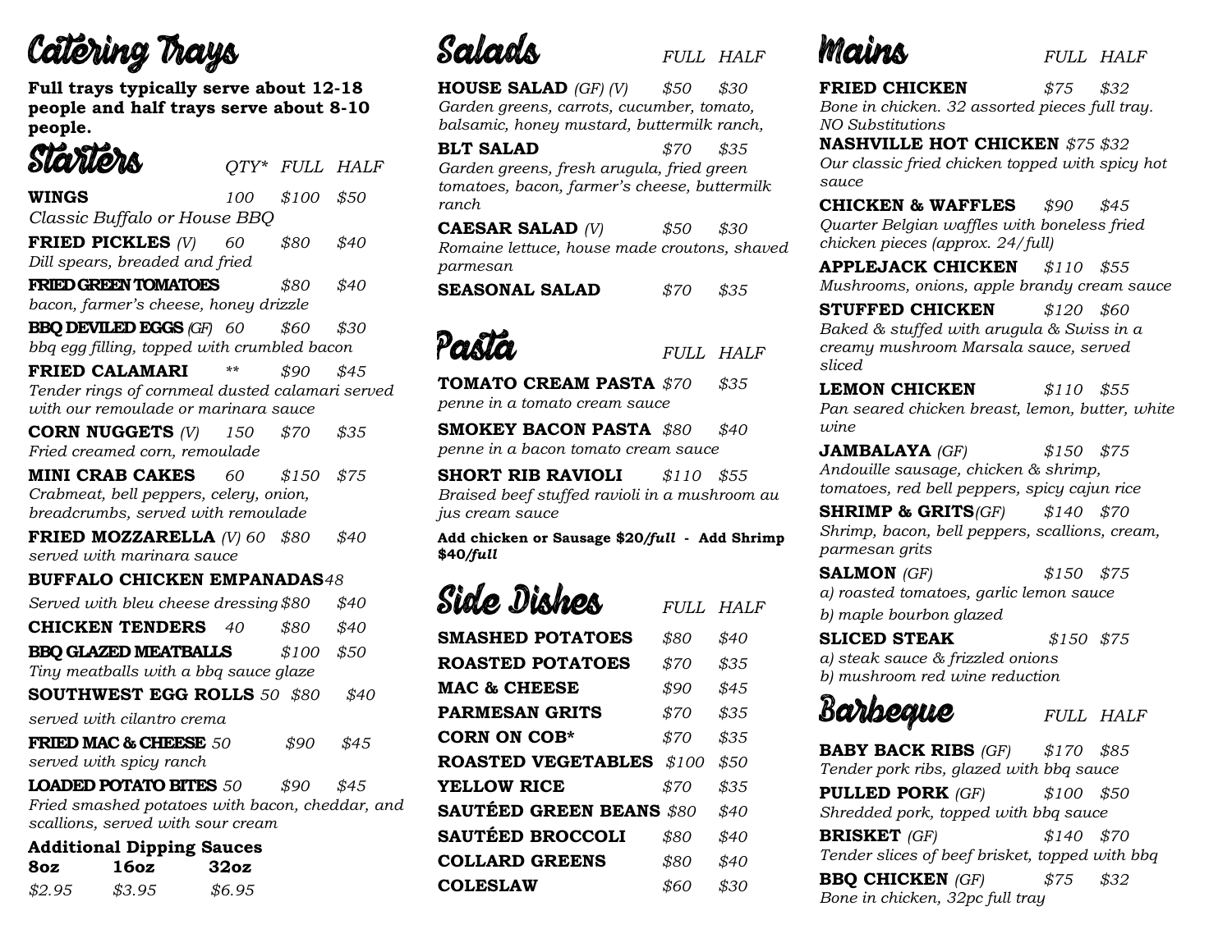# Catering Trays

**Full trays typically serve about 12-18 people and half trays serve about 8-10 people.**

## Starters

| | QTY* | FULL | HALF |
|---|---|---|---|
| **WINGS** | 100 | $100 | $50 |
| *Classic Buffalo or House BBQ* | | | |
| **FRIED PICKLES** *(V)* | 60 | $80 | $40 |
| *Dill spears, breaded and fried* | | | |
| **FRIED GREEN TOMATOES** | | $80 | $40 |
| *bacon, farmer's cheese, honey drizzle* | | | |
| **BBQ DEVILED EGGS** *(GF)* | 60 | $60 | $30 |
| *bbq egg filling, topped with crumbled bacon* | | | |
| **FRIED CALAMARI** | ** | $90 | $45 |
| *Tender rings of cornmeal dusted calamari served with our remoulade or marinara sauce* | | | |
| **CORN NUGGETS** *(V)* | 150 | $70 | $35 |
| *Fried creamed corn, remoulade* | | | |
| **MINI CRAB CAKES** | 60 | $150 | $75 |
| *Crabmeat, bell peppers, celery, onion, breadcrumbs, served with remoulade* | | | |
| **FRIED MOZZARELLA** *(V)* | 60 | $80 | $40 |
| *served with marinara sauce* | | | |
| **BUFFALO CHICKEN EMPANADAS** | *48* | | |
| *Served with bleu cheese dressing* | | $80 | $40 |
| **CHICKEN TENDERS** | 40 | $80 | $40 |
| **BBQ GLAZED MEATBALLS** | | $100 | $50 |
| *Tiny meatballs with a bbq sauce glaze* | | | |
| **SOUTHWEST EGG ROLLS** | 50 | $80 | $40 |
| *served with cilantro crema* | | | |
| **FRIED MAC & CHEESE** | 50 | $90 | $45 |
| *served with spicy ranch* | | | |
| **LOADED POTATO BITES** | 50 | $90 | $45 |
| *Fried smashed potatoes with bacon, cheddar, and scallions, served with sour cream* | | | |

**Additional Dipping Sauces**

| 8oz | 16oz | 32oz |
|---|---|---|
| *$2.95* | *$3.95* | *$6.95* |

## Salads

| | FULL | HALF |
|---|---|---|
| **HOUSE SALAD** *(GF) (V)* | $50 | $30 |
| *Garden greens, carrots, cucumber, tomato, balsamic, honey mustard, buttermilk ranch,* | | |
| **BLT SALAD** | $70 | $35 |
| *Garden greens, fresh arugula, fried green tomatoes, bacon, farmer's cheese, buttermilk ranch* | | |
| **CAESAR SALAD** *(V)* | $50 | $30 |
| *Romaine lettuce, house made croutons, shaved parmesan* | | |
| **SEASONAL SALAD** | $70 | $35 |

## Pasta

| | FULL | HALF |
|---|---|---|
| **TOMATO CREAM PASTA** | $70 | $35 |
| *penne in a tomato cream sauce* | | |
| **SMOKEY BACON PASTA** | $80 | $40 |
| *penne in a bacon tomato cream sauce* | | |
| **SHORT RIB RAVIOLI** | $110 | $55 |
| *Braised beef stuffed ravioli in a mushroom au jus cream sauce* | | |

**Add chicken or Sausage $20/*full* - Add Shrimp $40/*full***

## Side Dishes

| | FULL | HALF |
|---|---|---|
| **SMASHED POTATOES** | $80 | $40 |
| **ROASTED POTATOES** | $70 | $35 |
| **MAC & CHEESE** | $90 | $45 |
| **PARMESAN GRITS** | $70 | $35 |
| **CORN ON COB*** | $70 | $35 |
| **ROASTED VEGETABLES** | $100 | $50 |
| **YELLOW RICE** | $70 | $35 |
| **SAUTÉED GREEN BEANS** | $80 | $40 |
| **SAUTÉED BROCCOLI** | $80 | $40 |
| **COLLARD GREENS** | $80 | $40 |
| **COLESLAW** | $60 | $30 |

## Mains

| | FULL | HALF |
|---|---|---|
| **FRIED CHICKEN** | $75 | $32 |
| *Bone in chicken. 32 assorted pieces full tray. NO Substitutions* | | |
| **NASHVILLE HOT CHICKEN** | $75 | $32 |
| *Our classic fried chicken topped with spicy hot sauce* | | |
| **CHICKEN & WAFFLES** | $90 | $45 |
| *Quarter Belgian waffles with boneless fried chicken pieces (approx. 24/full)* | | |
| **APPLEJACK CHICKEN** | $110 | $55 |
| *Mushrooms, onions, apple brandy cream sauce* | | |
| **STUFFED CHICKEN** | $120 | $60 |
| *Baked & stuffed with arugula & Swiss in a creamy mushroom Marsala sauce, served sliced* | | |
| **LEMON CHICKEN** | $110 | $55 |
| *Pan seared chicken breast, lemon, butter, white wine* | | |
| **JAMBALAYA** *(GF)* | $150 | $75 |
| *Andouille sausage, chicken & shrimp, tomatoes, red bell peppers, spicy cajun rice* | | |
| **SHRIMP & GRITS** *(GF)* | $140 | $70 |
| *Shrimp, bacon, bell peppers, scallions, cream, parmesan grits* | | |
| **SALMON** *(GF)* | $150 | $75 |
| *a) roasted tomatoes, garlic lemon sauce* | | |
| *b) maple bourbon glazed* | | |
| **SLICED STEAK** | $150 | $75 |
| *a) steak sauce & frizzled onions* | | |
| *b) mushroom red wine reduction* | | |

## Barbeque

| | FULL | HALF |
|---|---|---|
| **BABY BACK RIBS** *(GF)* | $170 | $85 |
| *Tender pork ribs, glazed with bbq sauce* | | |
| **PULLED PORK** *(GF)* | $100 | $50 |
| *Shredded pork, topped with bbq sauce* | | |
| **BRISKET** *(GF)* | $140 | $70 |
| *Tender slices of beef brisket, topped with bbq* | | |
| **BBQ CHICKEN** *(GF)* | $75 | $32 |
| *Bone in chicken, 32pc full tray* | | |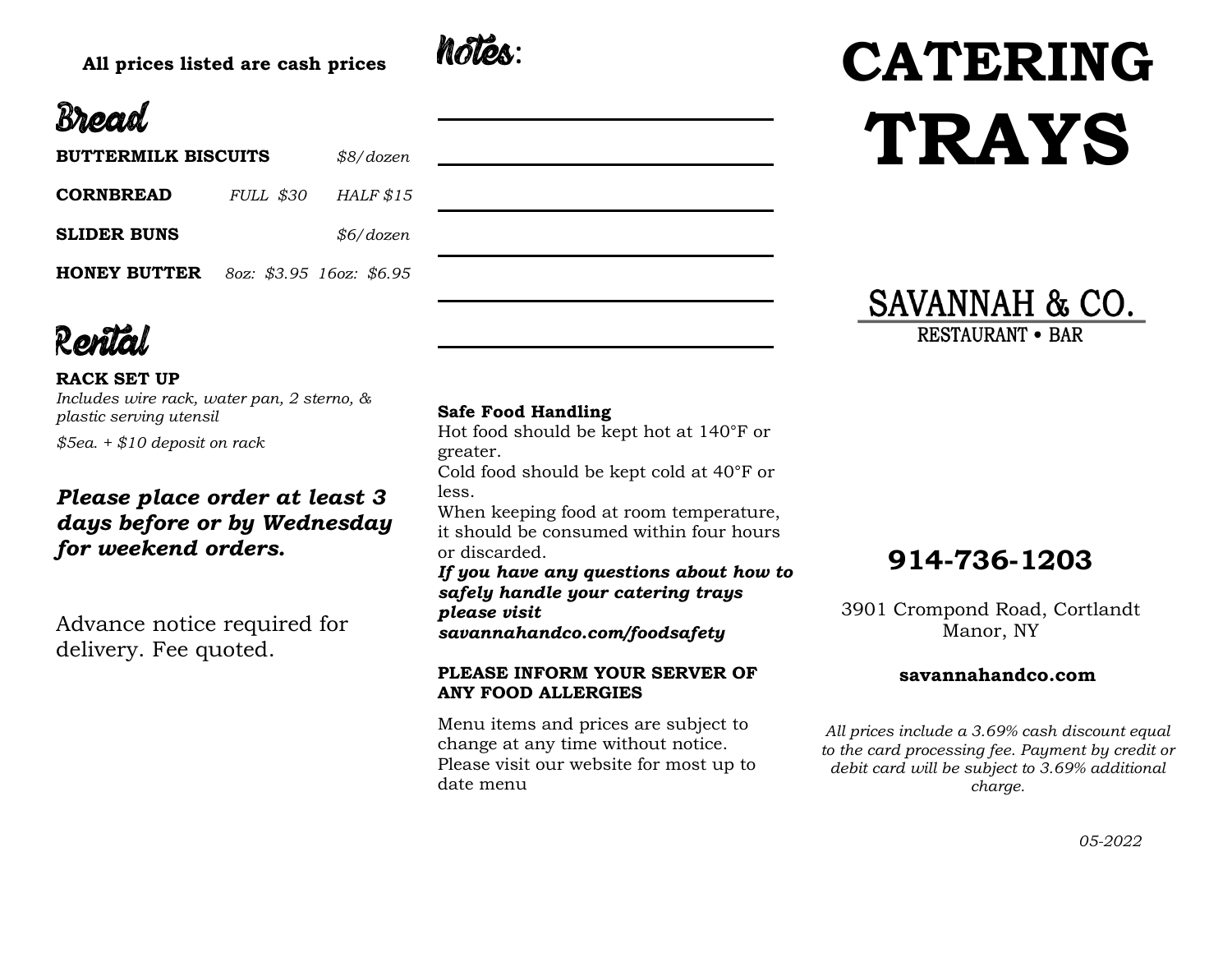**All prices listed are cash prices**

## Bread

| | | |
|---|---|---|
| **BUTTERMILK BISCUITS** | | *$8/dozen* |
| **CORNBREAD** | *FULL $30* | *HALF $15* |
| **SLIDER BUNS** | | *$6/dozen* |
| **HONEY BUTTER** | *8oz: $3.95* | *16oz: $6.95* |

## Rental

**RACK SET UP**
*Includes wire rack, water pan, 2 sterno, & plastic serving utensil*

*$5ea. + $10 deposit on rack*

***Please place order at least 3 days before or by Wednesday for weekend orders.***

Advance notice required for delivery. Fee quoted.

## Notes:

______________________________

______________________________

______________________________

______________________________

______________________________

______________________________

**Safe Food Handling**
Hot food should be kept hot at 140°F or greater.
Cold food should be kept cold at 40°F or less.
When keeping food at room temperature, it should be consumed within four hours or discarded.
***If you have any questions about how to safely handle your catering trays please visit savannahandco.com/foodsafety***

**PLEASE INFORM YOUR SERVER OF ANY FOOD ALLERGIES**

Menu items and prices are subject to change at any time without notice. Please visit our website for most up to date menu

# CATERING TRAYS

SAVANNAH & CO.
RESTAURANT • BAR

## 914-736-1203

3901 Crompond Road, Cortlandt Manor, NY

**savannahandco.com**

*All prices include a 3.69% cash discount equal to the card processing fee. Payment by credit or debit card will be subject to 3.69% additional charge.*

*05-2022*